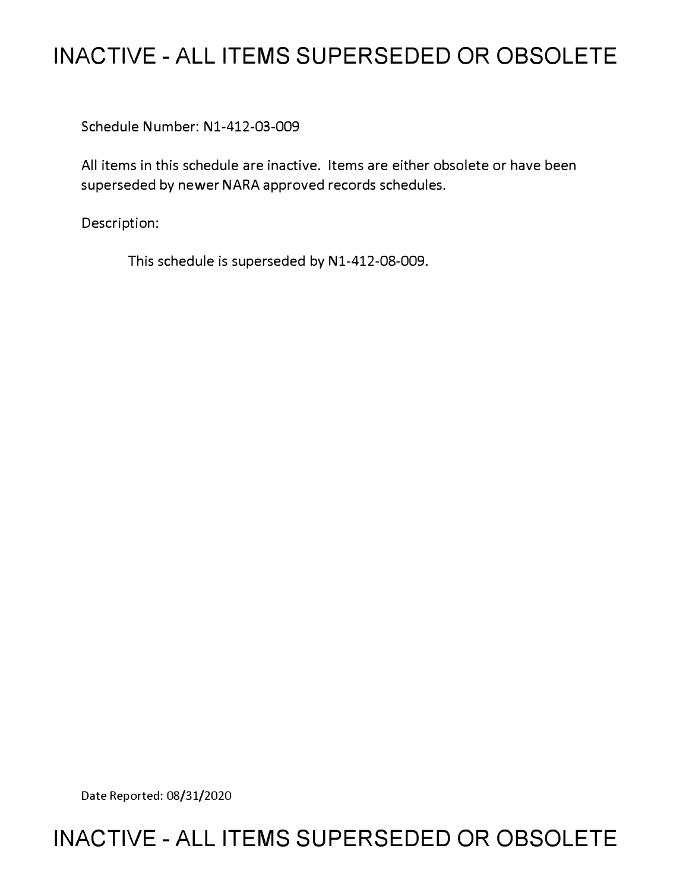# INACTIVE - ALL ITEMS SUPERSEDED OR OBSOLETE

Schedule Number: N1-412-03-009

All items in this schedule are inactive. Items are either obsolete or have been superseded by newer NARA approved records schedules.

Description:

This schedule is superseded by N1-412-08-009.

Date Reported: 08/31/2020

# INACTIVE - ALL ITEMS SUPERSEDED OR OBSOLETE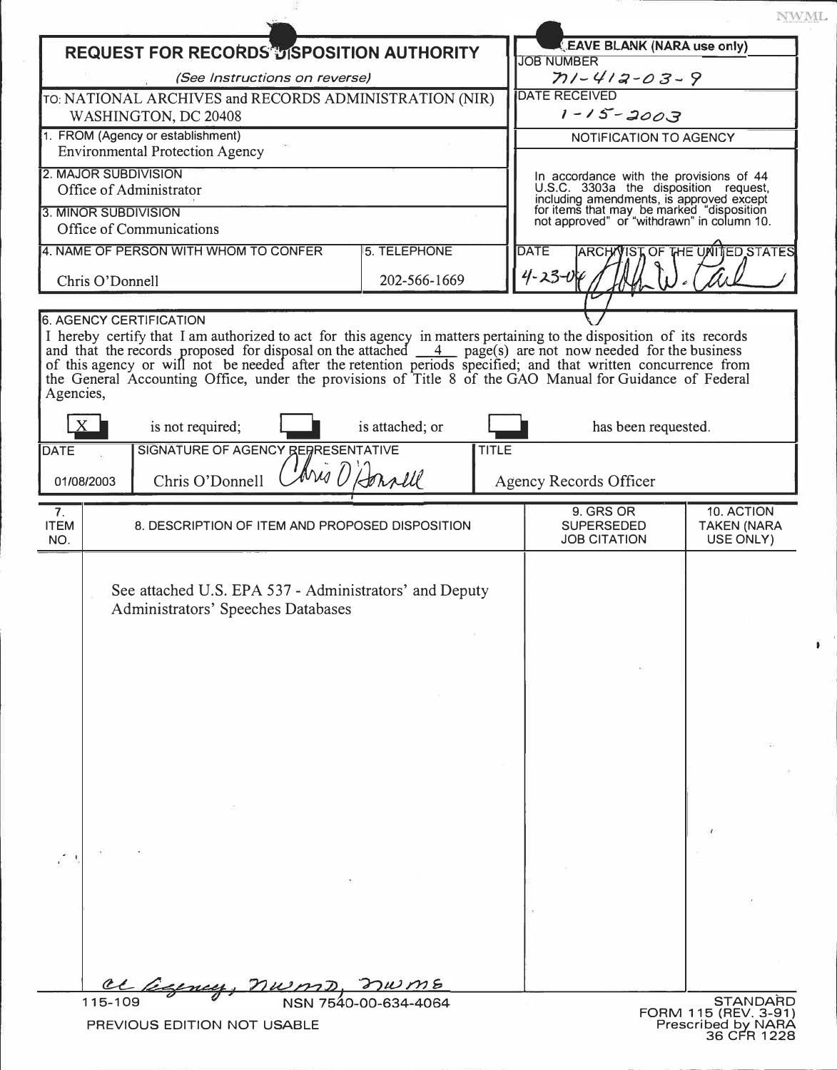NWML

# REQUEST FOR RECORDS DISPOSITION AUTHORITY

*(See Instructions on reverse)*

TO: NATIONAL ARCHIVES and RECORDS ADMINISTRATION (NIR)
WASHINGTON, DC 20408

| LEAVE BLANK (NARA use only) |
|---|
| JOB NUMBER: n1-412-03-9 |
| DATE RECEIVED: 1-15-2003 |
| NOTIFICATION TO AGENCY |
| In accordance with the provisions of 44 U.S.C. 3303a the disposition request, including amendments, is approved except for items that may be marked "disposition not approved" or "withdrawn" in column 10. |
| DATE: 4-23-04 — ARCHIVIST OF THE UNITED STATES: (signature) |

1. FROM (Agency or establishment)
Environmental Protection Agency

2. MAJOR SUBDIVISION
Office of Administrator

3. MINOR SUBDIVISION
Office of Communications

4. NAME OF PERSON WITH WHOM TO CONFER
Chris O'Donnell

5. TELEPHONE
202-566-1669

6. AGENCY CERTIFICATION

I hereby certify that I am authorized to act for this agency in matters pertaining to the disposition of its records and that the records proposed for disposal on the attached 4 page(s) are not now needed for the business of this agency or will not be needed after the retention periods specified; and that written concurrence from the General Accounting Office, under the provisions of Title 8 of the GAO Manual for Guidance of Federal Agencies,

[X] is not required; [ ] is attached; or [ ] has been requested.

| DATE | SIGNATURE OF AGENCY REPRESENTATIVE | TITLE |
|---|---|---|
| 01/08/2003 | Chris O'Donnell (signature) | Agency Records Officer |

| 7. ITEM NO. | 8. DESCRIPTION OF ITEM AND PROPOSED DISPOSITION | 9. GRS OR SUPERSEDED JOB CITATION | 10. ACTION TAKEN (NARA USE ONLY) |
|---|---|---|---|
| | See attached U.S. EPA 537 - Administrators' and Deputy Administrators' Speeches Databases | | |

cc Agency, NWMD, NWME

115-109 NSN 7540-00-634-4064

PREVIOUS EDITION NOT USABLE

STANDARD FORM 115 (REV. 3-91)
Prescribed by NARA
36 CFR 1228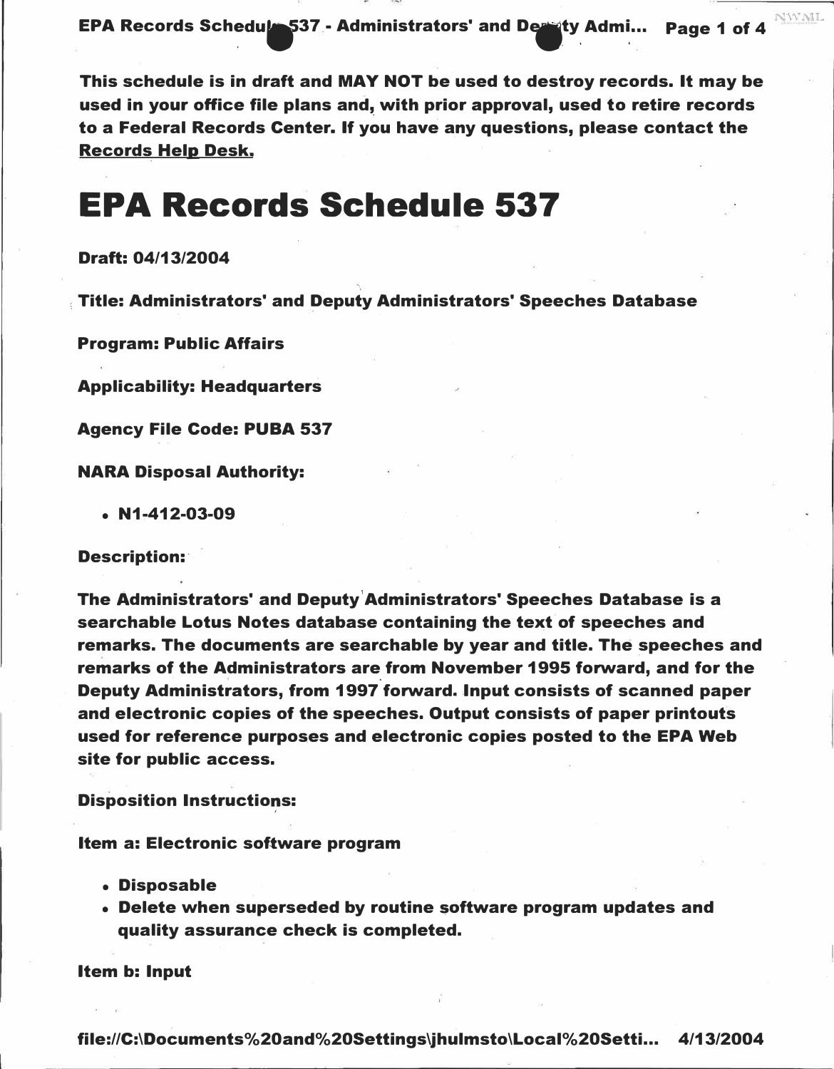This schedule is in draft and MAY NOT be used to destroy records. It may be used in your office file plans and, with prior approval, used to retire records to a Federal Records Center. If you have any questions, please contact the Records Help Desk.

# EPA Records Schedule 537

**Draft: 04/13/2004**

**Title: Administrators' and Deputy Administrators' Speeches Database**

**Program: Public Affairs**

**Applicability: Headquarters**

**Agency File Code: PUBA 537**

**NARA Disposal Authority:**

- **N1-412-03-09**

**Description:**

**The Administrators' and Deputy Administrators' Speeches Database is a searchable Lotus Notes database containing the text of speeches and remarks. The documents are searchable by year and title. The speeches and remarks of the Administrators are from November 1995 forward, and for the Deputy Administrators, from 1997 forward. Input consists of scanned paper and electronic copies of the speeches. Output consists of paper printouts used for reference purposes and electronic copies posted to the EPA Web site for public access.**

**Disposition Instructions:**

**Item a: Electronic software program**

- **Disposable**
- **Delete when superseded by routine software program updates and quality assurance check is completed.**

**Item b: Input**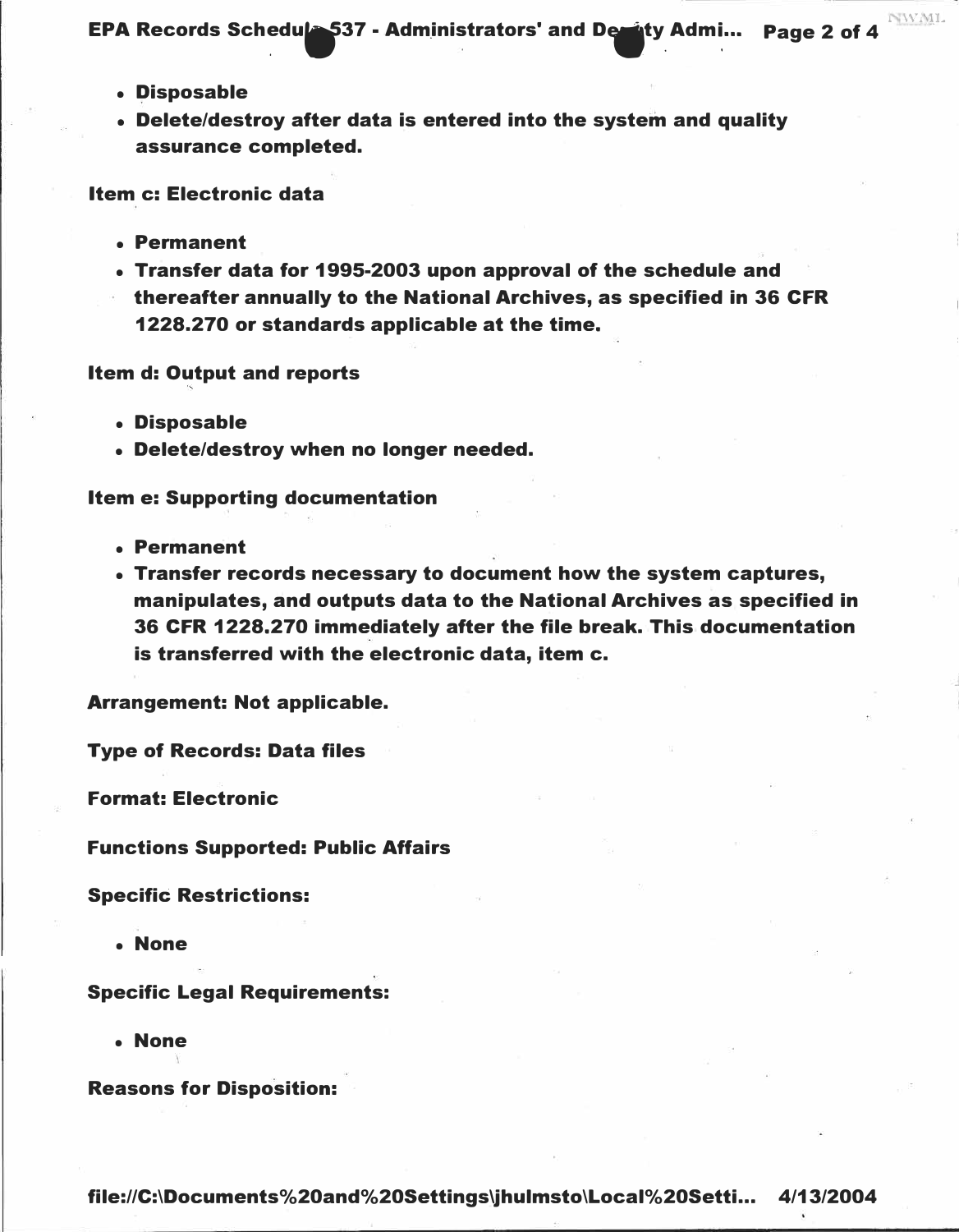- Disposable
- Delete/destroy after data is entered into the system and quality assurance completed.

**Item c: Electronic data**

- Permanent
- Transfer data for 1995-2003 upon approval of the schedule and thereafter annually to the National Archives, as specified in 36 CFR 1228.270 or standards applicable at the time.

**Item d: Output and reports**

- Disposable
- Delete/destroy when no longer needed.

**Item e: Supporting documentation**

- Permanent
- Transfer records necessary to document how the system captures, manipulates, and outputs data to the National Archives as specified in 36 CFR 1228.270 immediately after the file break. This documentation is transferred with the electronic data, item c.

**Arrangement: Not applicable.**

**Type of Records: Data files**

**Format: Electronic**

**Functions Supported: Public Affairs**

**Specific Restrictions:**

- None

**Specific Legal Requirements:**

- None

**Reasons for Disposition:**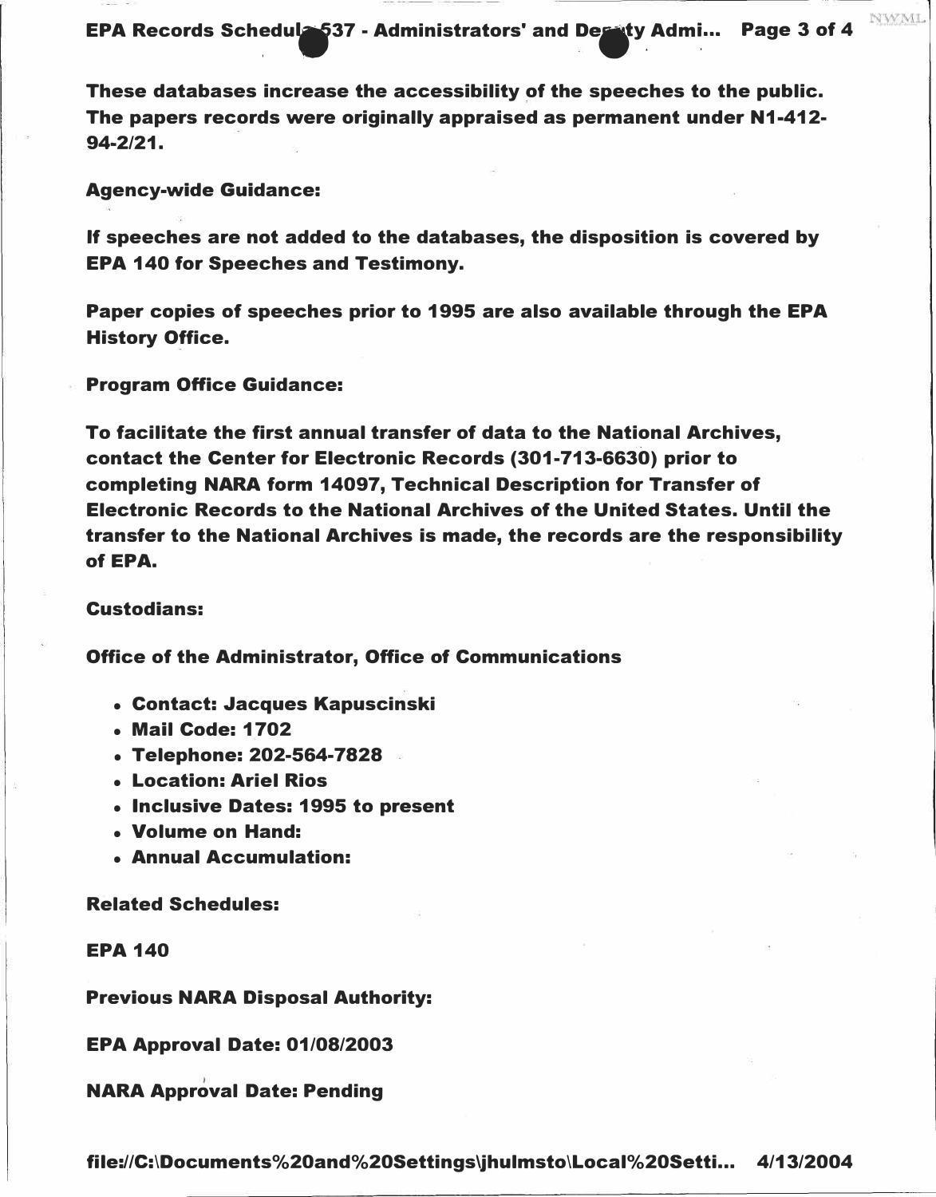These databases increase the accessibility of the speeches to the public. The papers records were originally appraised as permanent under N1-412-94-2/21.

**Agency-wide Guidance:**

If speeches are not added to the databases, the disposition is covered by EPA 140 for Speeches and Testimony.

Paper copies of speeches prior to 1995 are also available through the EPA History Office.

**Program Office Guidance:**

To facilitate the first annual transfer of data to the National Archives, contact the Center for Electronic Records (301-713-6630) prior to completing NARA form 14097, Technical Description for Transfer of Electronic Records to the National Archives of the United States. Until the transfer to the National Archives is made, the records are the responsibility of EPA.

**Custodians:**

Office of the Administrator, Office of Communications

- Contact: Jacques Kapuscinski
- Mail Code: 1702
- Telephone: 202-564-7828
- Location: Ariel Rios
- Inclusive Dates: 1995 to present
- Volume on Hand:
- Annual Accumulation:

**Related Schedules:**

EPA 140

**Previous NARA Disposal Authority:**

**EPA Approval Date: 01/08/2003**

**NARA Approval Date: Pending**